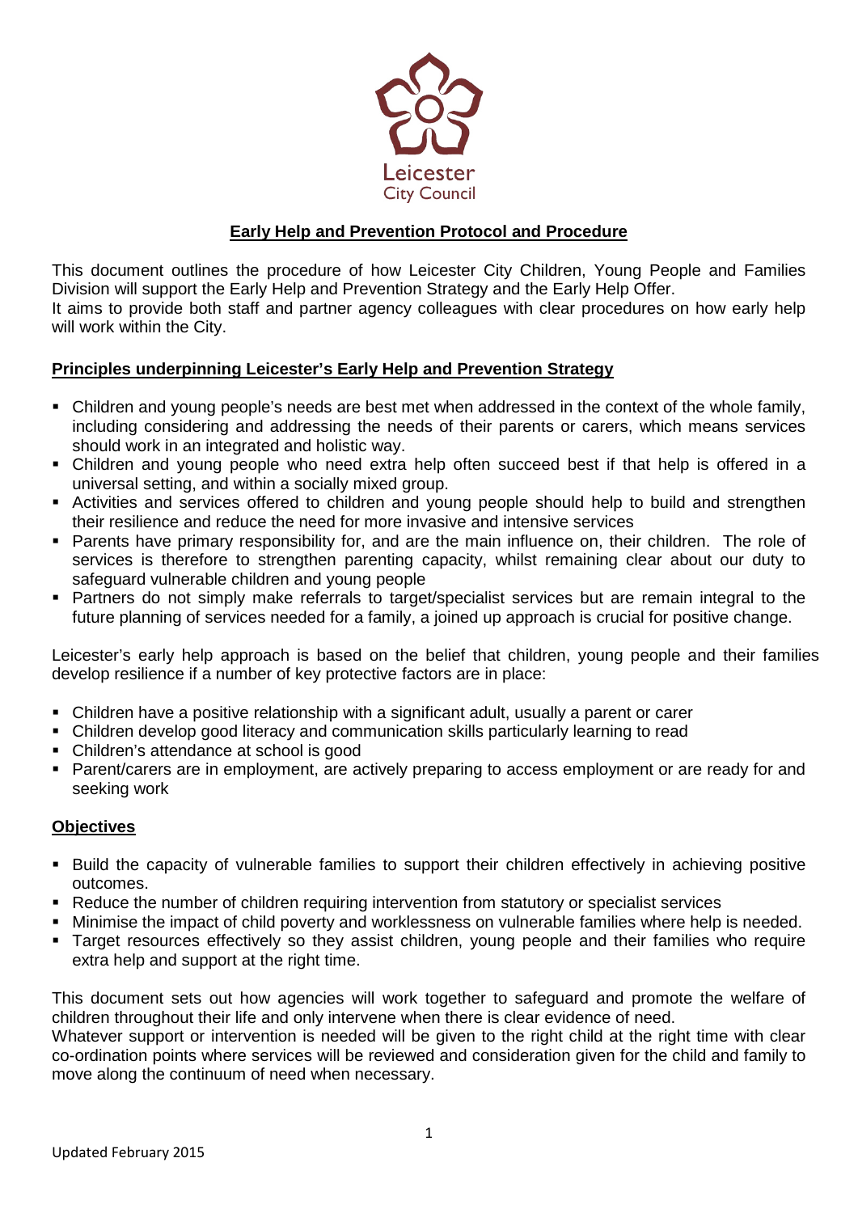Leicester City Council

# Early Help and Prevention Protocol and Procedure

This document outlines the procedure of how Leicester City Children, Young People and Families Division will support the Early Help and Prevention Strategy and the Early Help Offer.
It aims to provide both staff and partner agency colleagues with clear procedures on how early help will work within the City.

## Principles underpinning Leicester's Early Help and Prevention Strategy

- Children and young people's needs are best met when addressed in the context of the whole family, including considering and addressing the needs of their parents or carers, which means services should work in an integrated and holistic way.
- Children and young people who need extra help often succeed best if that help is offered in a universal setting, and within a socially mixed group.
- Activities and services offered to children and young people should help to build and strengthen their resilience and reduce the need for more invasive and intensive services
- Parents have primary responsibility for, and are the main influence on, their children. The role of services is therefore to strengthen parenting capacity, whilst remaining clear about our duty to safeguard vulnerable children and young people
- Partners do not simply make referrals to target/specialist services but are remain integral to the future planning of services needed for a family, a joined up approach is crucial for positive change.

Leicester's early help approach is based on the belief that children, young people and their families develop resilience if a number of key protective factors are in place:

- Children have a positive relationship with a significant adult, usually a parent or carer
- Children develop good literacy and communication skills particularly learning to read
- Children's attendance at school is good
- Parent/carers are in employment, are actively preparing to access employment or are ready for and seeking work

## Objectives

- Build the capacity of vulnerable families to support their children effectively in achieving positive outcomes.
- Reduce the number of children requiring intervention from statutory or specialist services
- Minimise the impact of child poverty and worklessness on vulnerable families where help is needed.
- Target resources effectively so they assist children, young people and their families who require extra help and support at the right time.

This document sets out how agencies will work together to safeguard and promote the welfare of children throughout their life and only intervene when there is clear evidence of need.
Whatever support or intervention is needed will be given to the right child at the right time with clear co-ordination points where services will be reviewed and consideration given for the child and family to move along the continuum of need when necessary.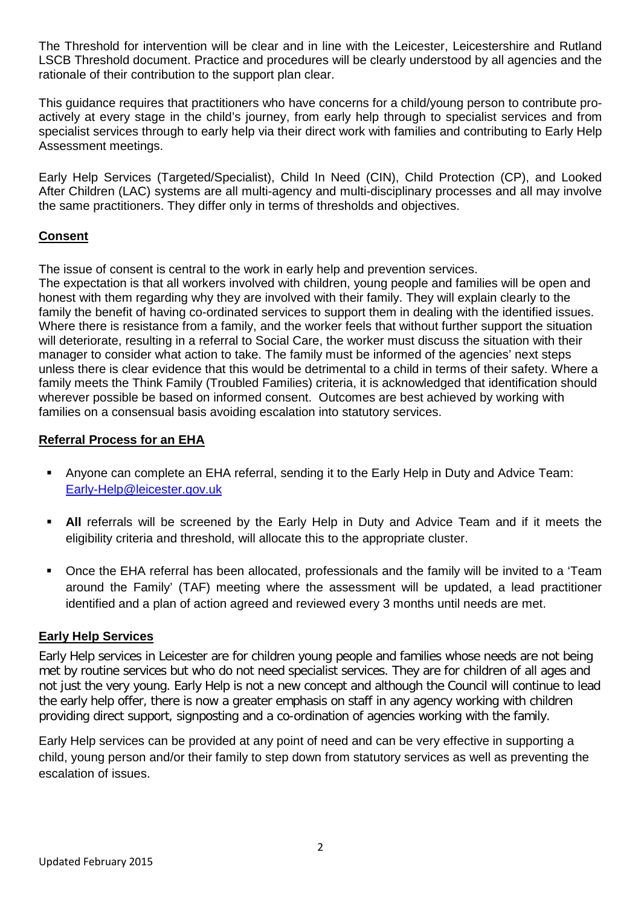The Threshold for intervention will be clear and in line with the Leicester, Leicestershire and Rutland LSCB Threshold document. Practice and procedures will be clearly understood by all agencies and the rationale of their contribution to the support plan clear.

This guidance requires that practitioners who have concerns for a child/young person to contribute pro-actively at every stage in the child's journey, from early help through to specialist services and from specialist services through to early help via their direct work with families and contributing to Early Help Assessment meetings.

Early Help Services (Targeted/Specialist), Child In Need (CIN), Child Protection (CP), and Looked After Children (LAC) systems are all multi-agency and multi-disciplinary processes and all may involve the same practitioners. They differ only in terms of thresholds and objectives.

## Consent

The issue of consent is central to the work in early help and prevention services.
The expectation is that all workers involved with children, young people and families will be open and honest with them regarding why they are involved with their family. They will explain clearly to the family the benefit of having co-ordinated services to support them in dealing with the identified issues. Where there is resistance from a family, and the worker feels that without further support the situation will deteriorate, resulting in a referral to Social Care, the worker must discuss the situation with their manager to consider what action to take. The family must be informed of the agencies' next steps unless there is clear evidence that this would be detrimental to a child in terms of their safety. Where a family meets the Think Family (Troubled Families) criteria, it is acknowledged that identification should wherever possible be based on informed consent. Outcomes are best achieved by working with families on a consensual basis avoiding escalation into statutory services.

## Referral Process for an EHA

- Anyone can complete an EHA referral, sending it to the Early Help in Duty and Advice Team: Early-Help@leicester.gov.uk
- **All** referrals will be screened by the Early Help in Duty and Advice Team and if it meets the eligibility criteria and threshold, will allocate this to the appropriate cluster.
- Once the EHA referral has been allocated, professionals and the family will be invited to a 'Team around the Family' (TAF) meeting where the assessment will be updated, a lead practitioner identified and a plan of action agreed and reviewed every 3 months until needs are met.

## Early Help Services

Early Help services in Leicester are for children young people and families whose needs are not being met by routine services but who do not need specialist services. They are for children of all ages and not just the very young. Early Help is not a new concept and although the Council will continue to lead the early help offer, there is now a greater emphasis on staff in any agency working with children providing direct support, signposting and a co-ordination of agencies working with the family.

Early Help services can be provided at any point of need and can be very effective in supporting a child, young person and/or their family to step down from statutory services as well as preventing the escalation of issues.

Updated February 2015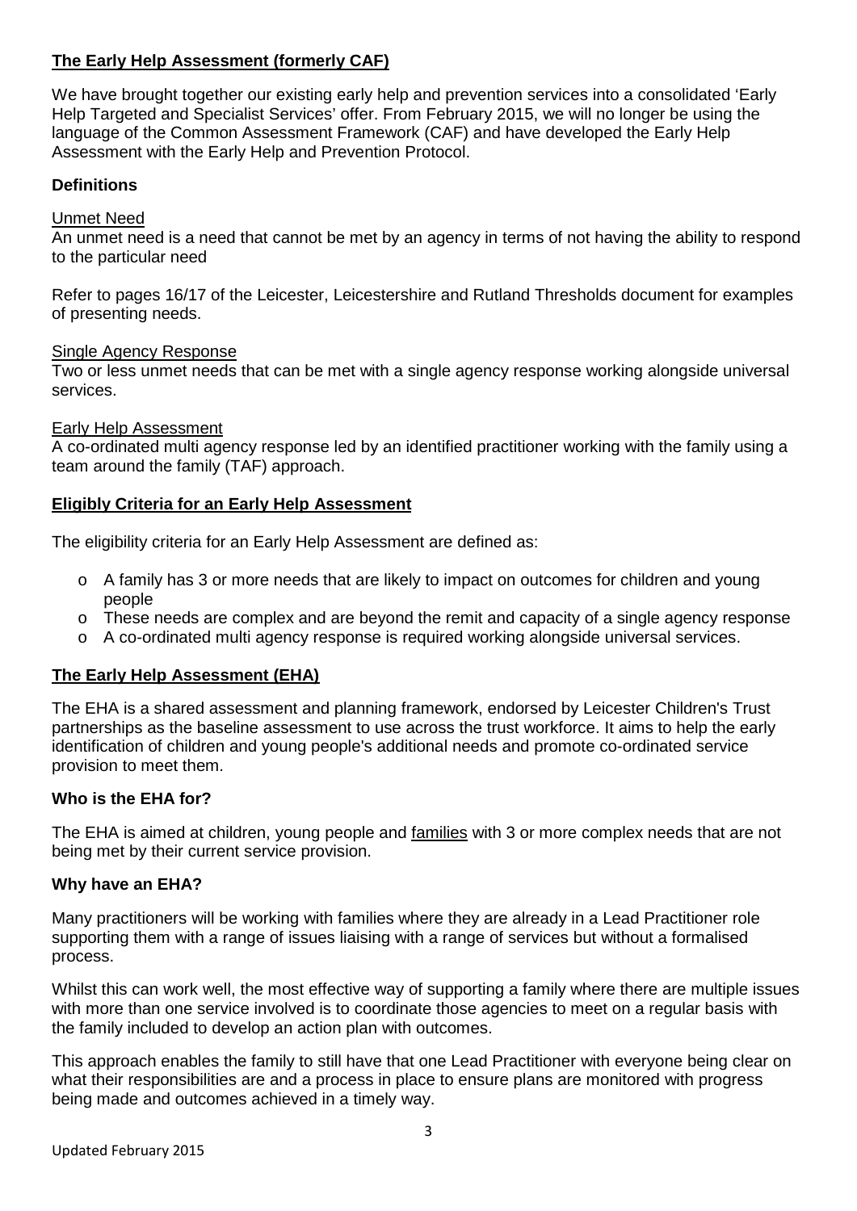## The Early Help Assessment (formerly CAF)

We have brought together our existing early help and prevention services into a consolidated 'Early Help Targeted and Specialist Services' offer. From February 2015, we will no longer be using the language of the Common Assessment Framework (CAF) and have developed the Early Help Assessment with the Early Help and Prevention Protocol.

### Definitions

Unmet Need

An unmet need is a need that cannot be met by an agency in terms of not having the ability to respond to the particular need

Refer to pages 16/17 of the Leicester, Leicestershire and Rutland Thresholds document for examples of presenting needs.

Single Agency Response

Two or less unmet needs that can be met with a single agency response working alongside universal services.

Early Help Assessment

A co-ordinated multi agency response led by an identified practitioner working with the family using a team around the family (TAF) approach.

## Eligibly Criteria for an Early Help Assessment

The eligibility criteria for an Early Help Assessment are defined as:

- A family has 3 or more needs that are likely to impact on outcomes for children and young people
- These needs are complex and are beyond the remit and capacity of a single agency response
- A co-ordinated multi agency response is required working alongside universal services.

## The Early Help Assessment (EHA)

The EHA is a shared assessment and planning framework, endorsed by Leicester Children's Trust partnerships as the baseline assessment to use across the trust workforce. It aims to help the early identification of children and young people's additional needs and promote co-ordinated service provision to meet them.

### Who is the EHA for?

The EHA is aimed at children, young people and families with 3 or more complex needs that are not being met by their current service provision.

### Why have an EHA?

Many practitioners will be working with families where they are already in a Lead Practitioner role supporting them with a range of issues liaising with a range of services but without a formalised process.

Whilst this can work well, the most effective way of supporting a family where there are multiple issues with more than one service involved is to coordinate those agencies to meet on a regular basis with the family included to develop an action plan with outcomes.

This approach enables the family to still have that one Lead Practitioner with everyone being clear on what their responsibilities are and a process in place to ensure plans are monitored with progress being made and outcomes achieved in a timely way.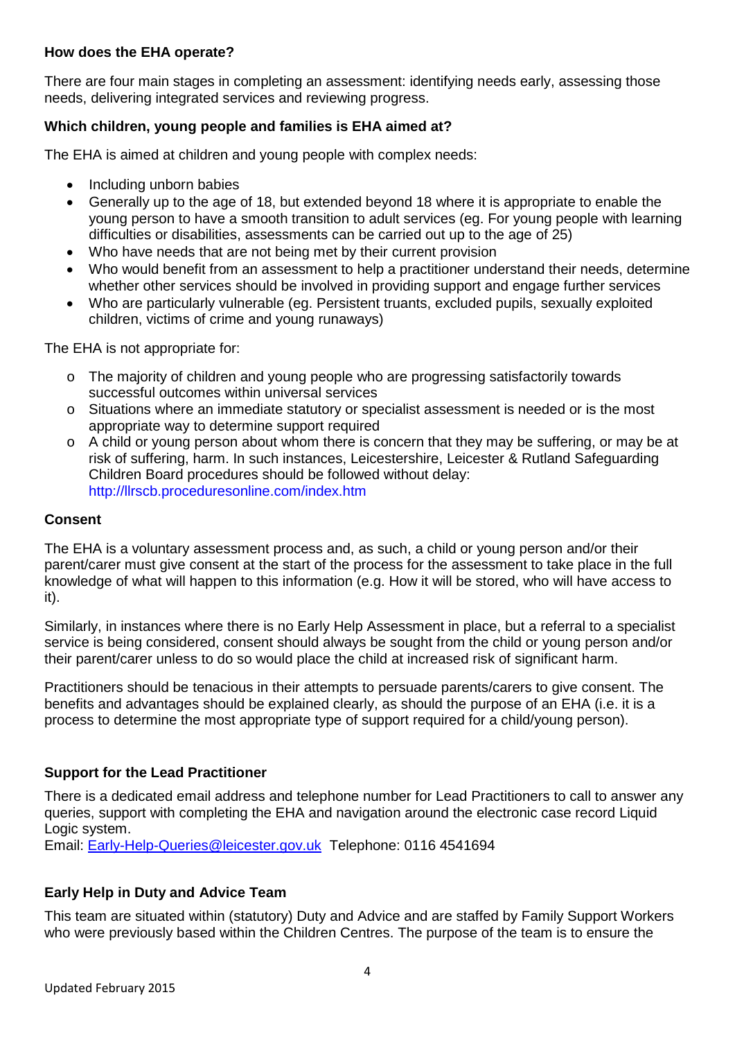### How does the EHA operate?

There are four main stages in completing an assessment: identifying needs early, assessing those needs, delivering integrated services and reviewing progress.

### Which children, young people and families is EHA aimed at?

The EHA is aimed at children and young people with complex needs:

- Including unborn babies
- Generally up to the age of 18, but extended beyond 18 where it is appropriate to enable the young person to have a smooth transition to adult services (eg. For young people with learning difficulties or disabilities, assessments can be carried out up to the age of 25)
- Who have needs that are not being met by their current provision
- Who would benefit from an assessment to help a practitioner understand their needs, determine whether other services should be involved in providing support and engage further services
- Who are particularly vulnerable (eg. Persistent truants, excluded pupils, sexually exploited children, victims of crime and young runaways)

The EHA is not appropriate for:

- The majority of children and young people who are progressing satisfactorily towards successful outcomes within universal services
- Situations where an immediate statutory or specialist assessment is needed or is the most appropriate way to determine support required
- A child or young person about whom there is concern that they may be suffering, or may be at risk of suffering, harm. In such instances, Leicestershire, Leicester & Rutland Safeguarding Children Board procedures should be followed without delay: http://llrscb.proceduresonline.com/index.htm

### Consent

The EHA is a voluntary assessment process and, as such, a child or young person and/or their parent/carer must give consent at the start of the process for the assessment to take place in the full knowledge of what will happen to this information (e.g. How it will be stored, who will have access to it).

Similarly, in instances where there is no Early Help Assessment in place, but a referral to a specialist service is being considered, consent should always be sought from the child or young person and/or their parent/carer unless to do so would place the child at increased risk of significant harm.

Practitioners should be tenacious in their attempts to persuade parents/carers to give consent. The benefits and advantages should be explained clearly, as should the purpose of an EHA (i.e. it is a process to determine the most appropriate type of support required for a child/young person).

### Support for the Lead Practitioner

There is a dedicated email address and telephone number for Lead Practitioners to call to answer any queries, support with completing the EHA and navigation around the electronic case record Liquid Logic system.

Email: Early-Help-Queries@leicester.gov.uk Telephone: 0116 4541694

### Early Help in Duty and Advice Team

This team are situated within (statutory) Duty and Advice and are staffed by Family Support Workers who were previously based within the Children Centres. The purpose of the team is to ensure the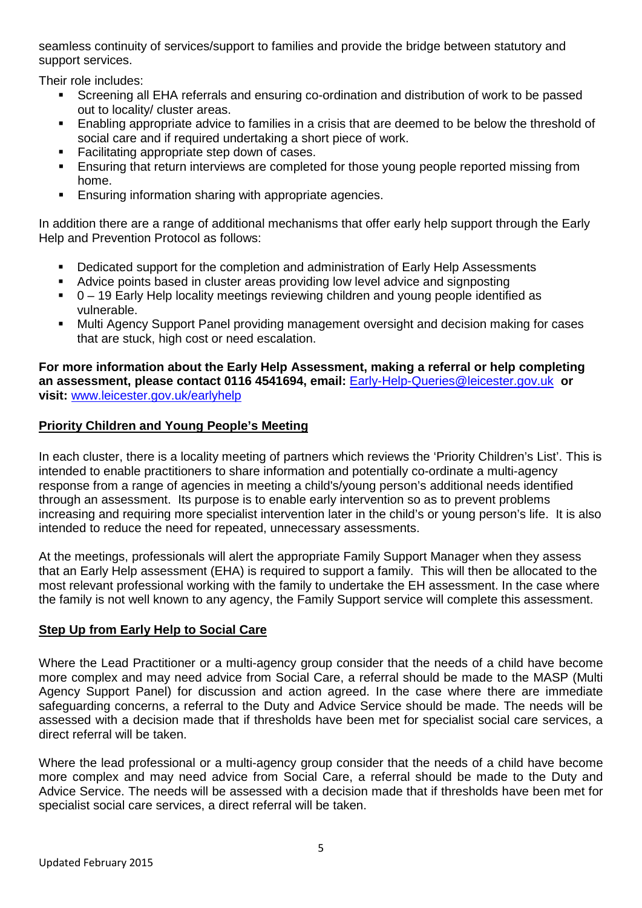seamless continuity of services/support to families and provide the bridge between statutory and support services.

Their role includes:

- Screening all EHA referrals and ensuring co-ordination and distribution of work to be passed out to locality/ cluster areas.
- Enabling appropriate advice to families in a crisis that are deemed to be below the threshold of social care and if required undertaking a short piece of work.
- Facilitating appropriate step down of cases.
- Ensuring that return interviews are completed for those young people reported missing from home.
- Ensuring information sharing with appropriate agencies.

In addition there are a range of additional mechanisms that offer early help support through the Early Help and Prevention Protocol as follows:

- Dedicated support for the completion and administration of Early Help Assessments
- Advice points based in cluster areas providing low level advice and signposting
- 0 – 19 Early Help locality meetings reviewing children and young people identified as vulnerable.
- Multi Agency Support Panel providing management oversight and decision making for cases that are stuck, high cost or need escalation.

**For more information about the Early Help Assessment, making a referral or help completing an assessment, please contact 0116 4541694, email:** Early-Help-Queries@leicester.gov.uk **or visit:** www.leicester.gov.uk/earlyhelp

## Priority Children and Young People's Meeting

In each cluster, there is a locality meeting of partners which reviews the 'Priority Children's List'. This is intended to enable practitioners to share information and potentially co-ordinate a multi-agency response from a range of agencies in meeting a child's/young person's additional needs identified through an assessment. Its purpose is to enable early intervention so as to prevent problems increasing and requiring more specialist intervention later in the child's or young person's life. It is also intended to reduce the need for repeated, unnecessary assessments.

At the meetings, professionals will alert the appropriate Family Support Manager when they assess that an Early Help assessment (EHA) is required to support a family. This will then be allocated to the most relevant professional working with the family to undertake the EH assessment. In the case where the family is not well known to any agency, the Family Support service will complete this assessment.

## Step Up from Early Help to Social Care

Where the Lead Practitioner or a multi-agency group consider that the needs of a child have become more complex and may need advice from Social Care, a referral should be made to the MASP (Multi Agency Support Panel) for discussion and action agreed. In the case where there are immediate safeguarding concerns, a referral to the Duty and Advice Service should be made. The needs will be assessed with a decision made that if thresholds have been met for specialist social care services, a direct referral will be taken.

Where the lead professional or a multi-agency group consider that the needs of a child have become more complex and may need advice from Social Care, a referral should be made to the Duty and Advice Service. The needs will be assessed with a decision made that if thresholds have been met for specialist social care services, a direct referral will be taken.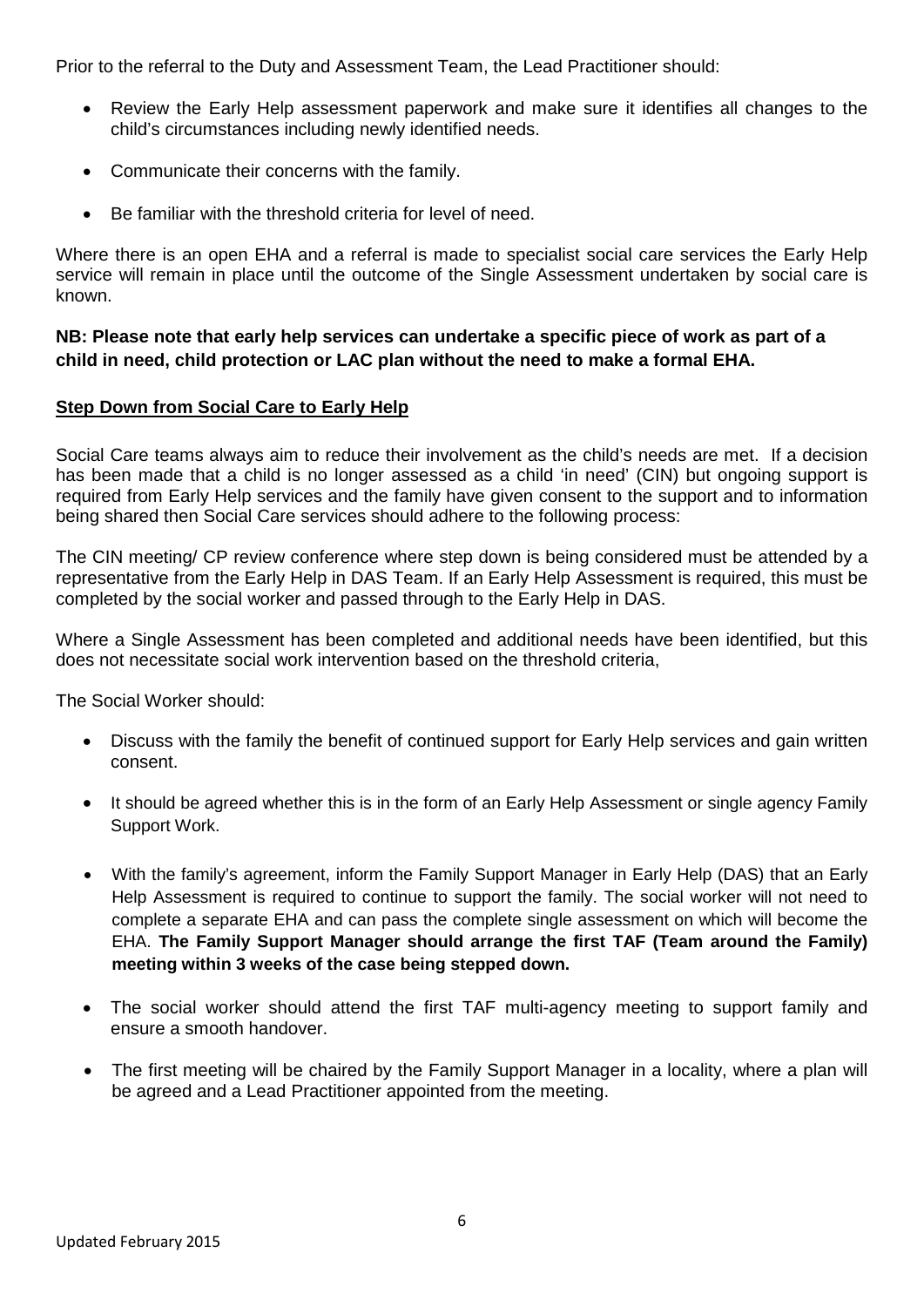Prior to the referral to the Duty and Assessment Team, the Lead Practitioner should:

- Review the Early Help assessment paperwork and make sure it identifies all changes to the child's circumstances including newly identified needs.
- Communicate their concerns with the family.
- Be familiar with the threshold criteria for level of need.

Where there is an open EHA and a referral is made to specialist social care services the Early Help service will remain in place until the outcome of the Single Assessment undertaken by social care is known.

**NB: Please note that early help services can undertake a specific piece of work as part of a child in need, child protection or LAC plan without the need to make a formal EHA.**

**Step Down from Social Care to Early Help**

Social Care teams always aim to reduce their involvement as the child's needs are met. If a decision has been made that a child is no longer assessed as a child 'in need' (CIN) but ongoing support is required from Early Help services and the family have given consent to the support and to information being shared then Social Care services should adhere to the following process:

The CIN meeting/ CP review conference where step down is being considered must be attended by a representative from the Early Help in DAS Team. If an Early Help Assessment is required, this must be completed by the social worker and passed through to the Early Help in DAS.

Where a Single Assessment has been completed and additional needs have been identified, but this does not necessitate social work intervention based on the threshold criteria,

The Social Worker should:

- Discuss with the family the benefit of continued support for Early Help services and gain written consent.
- It should be agreed whether this is in the form of an Early Help Assessment or single agency Family Support Work.
- With the family's agreement, inform the Family Support Manager in Early Help (DAS) that an Early Help Assessment is required to continue to support the family. The social worker will not need to complete a separate EHA and can pass the complete single assessment on which will become the EHA. **The Family Support Manager should arrange the first TAF (Team around the Family) meeting within 3 weeks of the case being stepped down.**
- The social worker should attend the first TAF multi-agency meeting to support family and ensure a smooth handover.
- The first meeting will be chaired by the Family Support Manager in a locality, where a plan will be agreed and a Lead Practitioner appointed from the meeting.

Updated February 2015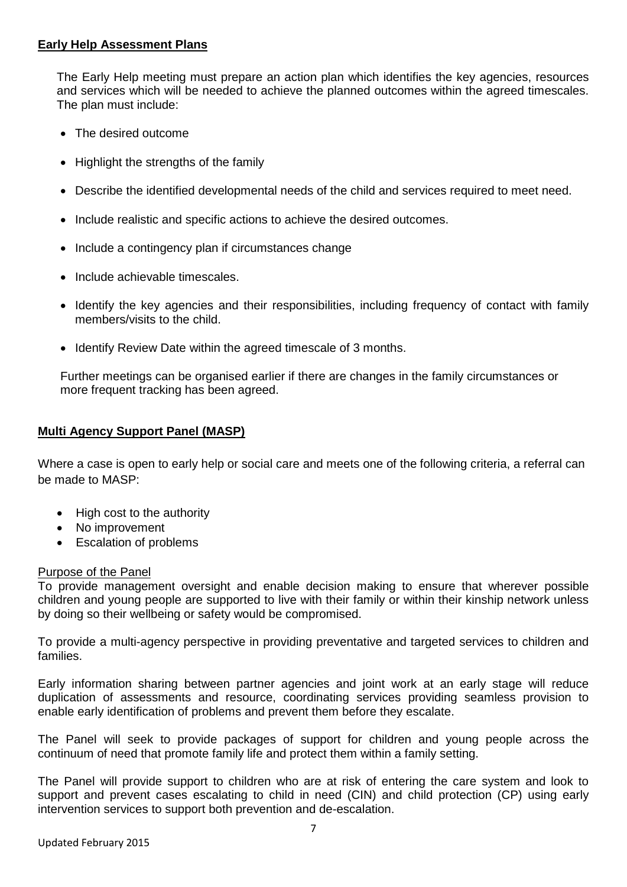## Early Help Assessment Plans

The Early Help meeting must prepare an action plan which identifies the key agencies, resources and services which will be needed to achieve the planned outcomes within the agreed timescales. The plan must include:

- The desired outcome
- Highlight the strengths of the family
- Describe the identified developmental needs of the child and services required to meet need.
- Include realistic and specific actions to achieve the desired outcomes.
- Include a contingency plan if circumstances change
- Include achievable timescales.
- Identify the key agencies and their responsibilities, including frequency of contact with family members/visits to the child.
- Identify Review Date within the agreed timescale of 3 months.

Further meetings can be organised earlier if there are changes in the family circumstances or more frequent tracking has been agreed.

## Multi Agency Support Panel (MASP)

Where a case is open to early help or social care and meets one of the following criteria, a referral can be made to MASP:

- High cost to the authority
- No improvement
- Escalation of problems

### Purpose of the Panel

To provide management oversight and enable decision making to ensure that wherever possible children and young people are supported to live with their family or within their kinship network unless by doing so their wellbeing or safety would be compromised.

To provide a multi-agency perspective in providing preventative and targeted services to children and families.

Early information sharing between partner agencies and joint work at an early stage will reduce duplication of assessments and resource, coordinating services providing seamless provision to enable early identification of problems and prevent them before they escalate.

The Panel will seek to provide packages of support for children and young people across the continuum of need that promote family life and protect them within a family setting.

The Panel will provide support to children who are at risk of entering the care system and look to support and prevent cases escalating to child in need (CIN) and child protection (CP) using early intervention services to support both prevention and de-escalation.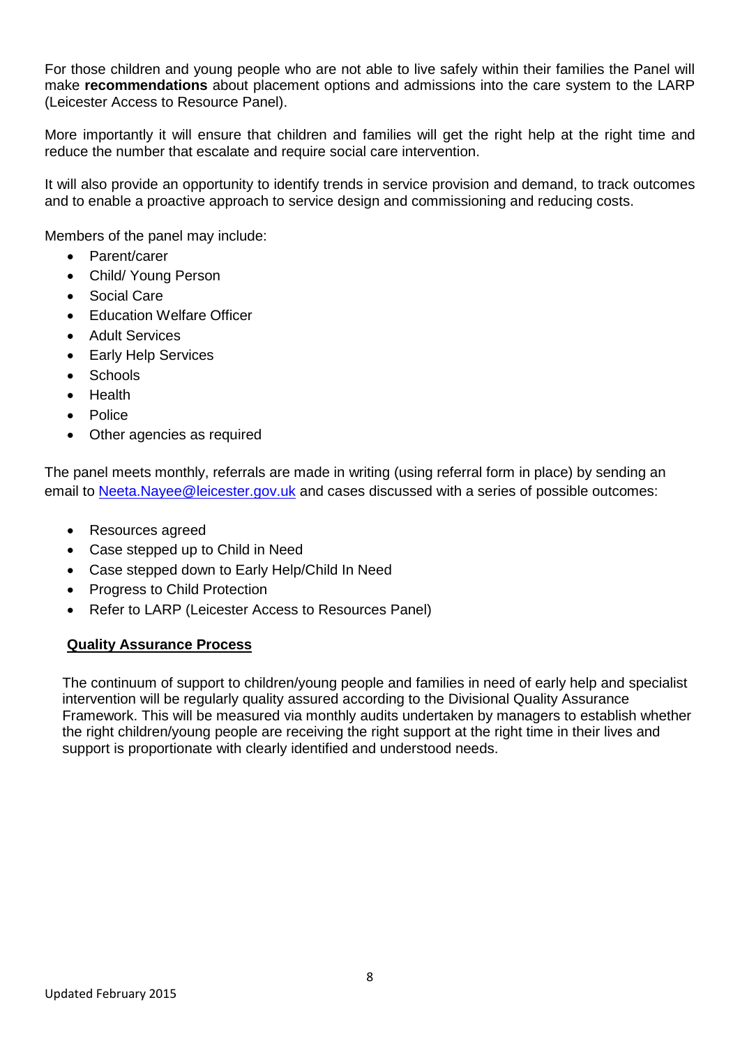For those children and young people who are not able to live safely within their families the Panel will make **recommendations** about placement options and admissions into the care system to the LARP (Leicester Access to Resource Panel).

More importantly it will ensure that children and families will get the right help at the right time and reduce the number that escalate and require social care intervention.

It will also provide an opportunity to identify trends in service provision and demand, to track outcomes and to enable a proactive approach to service design and commissioning and reducing costs.

Members of the panel may include:

- Parent/carer
- Child/ Young Person
- Social Care
- Education Welfare Officer
- Adult Services
- Early Help Services
- Schools
- Health
- Police
- Other agencies as required

The panel meets monthly, referrals are made in writing (using referral form in place) by sending an email to Neeta.Nayee@leicester.gov.uk and cases discussed with a series of possible outcomes:

- Resources agreed
- Case stepped up to Child in Need
- Case stepped down to Early Help/Child In Need
- Progress to Child Protection
- Refer to LARP (Leicester Access to Resources Panel)

## Quality Assurance Process

The continuum of support to children/young people and families in need of early help and specialist intervention will be regularly quality assured according to the Divisional Quality Assurance Framework. This will be measured via monthly audits undertaken by managers to establish whether the right children/young people are receiving the right support at the right time in their lives and support is proportionate with clearly identified and understood needs.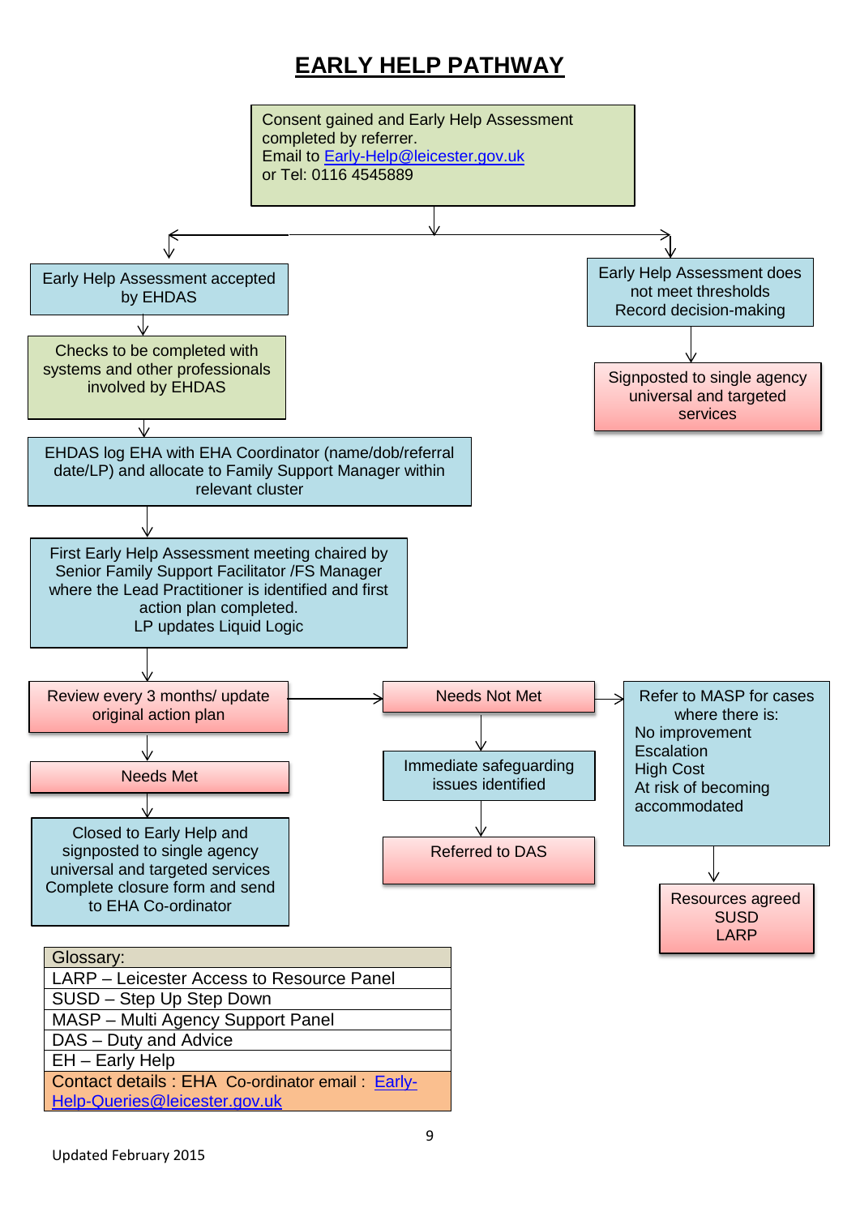# EARLY HELP PATHWAY

Consent gained and Early Help Assessment completed by referrer.
Email to Early-Help@leicester.gov.uk
or Tel: 0116 4545889

Early Help Assessment accepted by EHDAS

Checks to be completed with systems and other professionals involved by EHDAS

EHDAS log EHA with EHA Coordinator (name/dob/referral date/LP) and allocate to Family Support Manager within relevant cluster

First Early Help Assessment meeting chaired by Senior Family Support Facilitator /FS Manager where the Lead Practitioner is identified and first action plan completed.
LP updates Liquid Logic

Review every 3 months/ update original action plan

Needs Met

Closed to Early Help and signposted to single agency universal and targeted services
Complete closure form and send to EHA Co-ordinator

Needs Not Met

Immediate safeguarding issues identified

Referred to DAS

Refer to MASP for cases where there is:
No improvement
Escalation
High Cost
At risk of becoming accommodated

Resources agreed
SUSD
LARP

Early Help Assessment does not meet thresholds
Record decision-making

Signposted to single agency universal and targeted services

| Glossary: |
|---|
| LARP – Leicester Access to Resource Panel |
| SUSD – Step Up Step Down |
| MASP – Multi Agency Support Panel |
| DAS – Duty and Advice |
| EH – Early Help |
| Contact details : EHA Co-ordinator email : Early-Help-Queries@leicester.gov.uk |

Updated February 2015